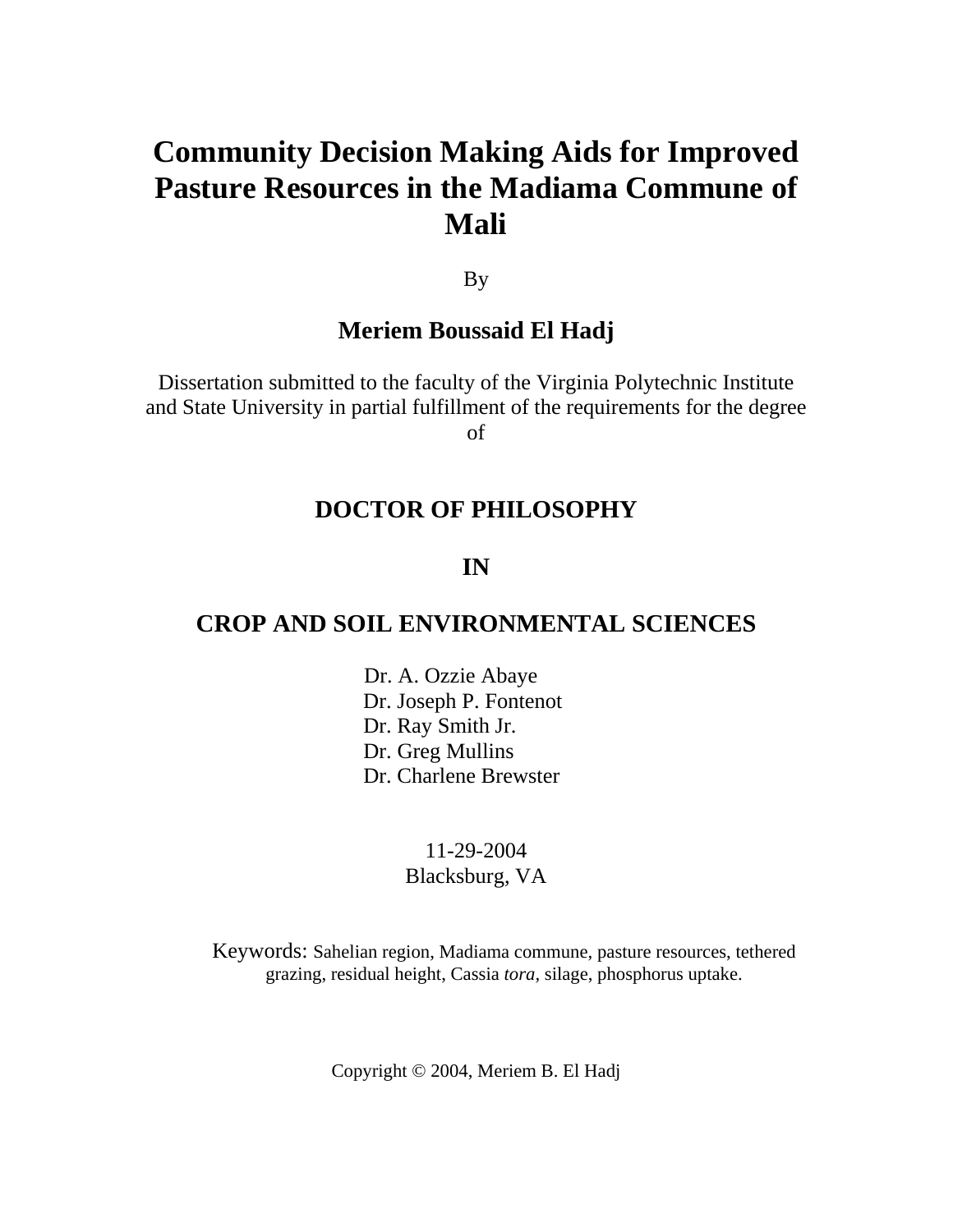# Community Decision Making Aids for Improved Pasture Resources in the Madiama Commune of Mali

By

**Meriem Boussaid El Hadj**

Dissertation submitted to the faculty of the Virginia Polytechnic Institute and State University in partial fulfillment of the requirements for the degree of

**DOCTOR OF PHILOSOPHY**

**IN**

**CROP AND SOIL ENVIRONMENTAL SCIENCES**

Dr. A. Ozzie Abaye
Dr. Joseph P. Fontenot
Dr. Ray Smith Jr.
Dr. Greg Mullins
Dr. Charlene Brewster

11-29-2004
Blacksburg, VA

Keywords: Sahelian region, Madiama commune, pasture resources, tethered grazing, residual height, Cassia *tora*, silage, phosphorus uptake.

Copyright © 2004, Meriem B. El Hadj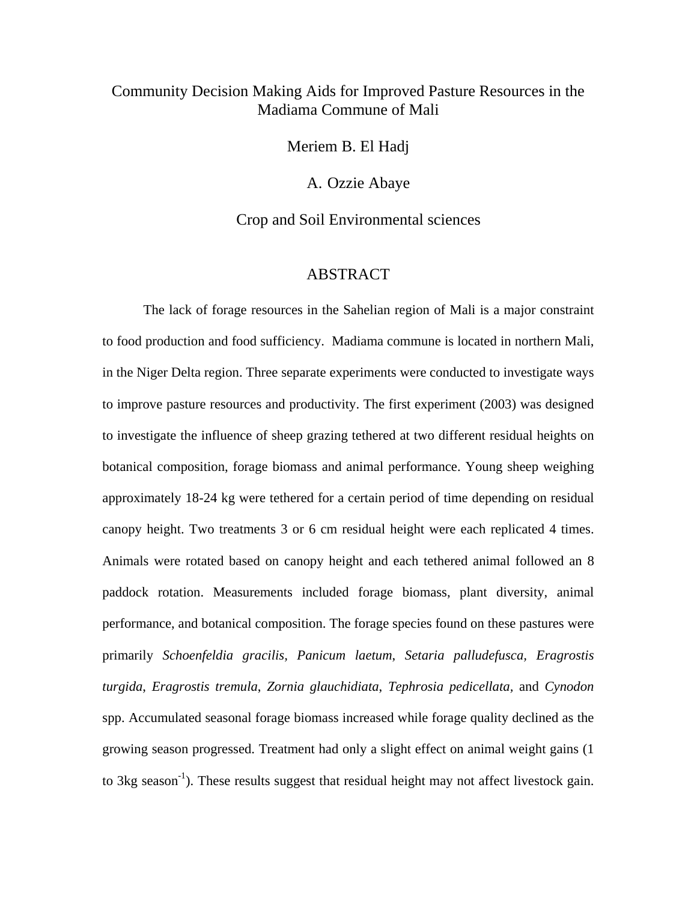# Community Decision Making Aids for Improved Pasture Resources in the Madiama Commune of Mali

Meriem B. El Hadj

A. Ozzie Abaye

Crop and Soil Environmental sciences

## ABSTRACT

The lack of forage resources in the Sahelian region of Mali is a major constraint to food production and food sufficiency. Madiama commune is located in northern Mali, in the Niger Delta region. Three separate experiments were conducted to investigate ways to improve pasture resources and productivity. The first experiment (2003) was designed to investigate the influence of sheep grazing tethered at two different residual heights on botanical composition, forage biomass and animal performance. Young sheep weighing approximately 18-24 kg were tethered for a certain period of time depending on residual canopy height. Two treatments 3 or 6 cm residual height were each replicated 4 times. Animals were rotated based on canopy height and each tethered animal followed an 8 paddock rotation. Measurements included forage biomass, plant diversity, animal performance, and botanical composition. The forage species found on these pastures were primarily *Schoenfeldia gracilis, Panicum laetum, Setaria palludefusca, Eragrostis turgida, Eragrostis tremula, Zornia glauchidiata, Tephrosia pedicellata,* and *Cynodon* spp. Accumulated seasonal forage biomass increased while forage quality declined as the growing season progressed. Treatment had only a slight effect on animal weight gains (1 to 3kg season$^{-1}$). These results suggest that residual height may not affect livestock gain.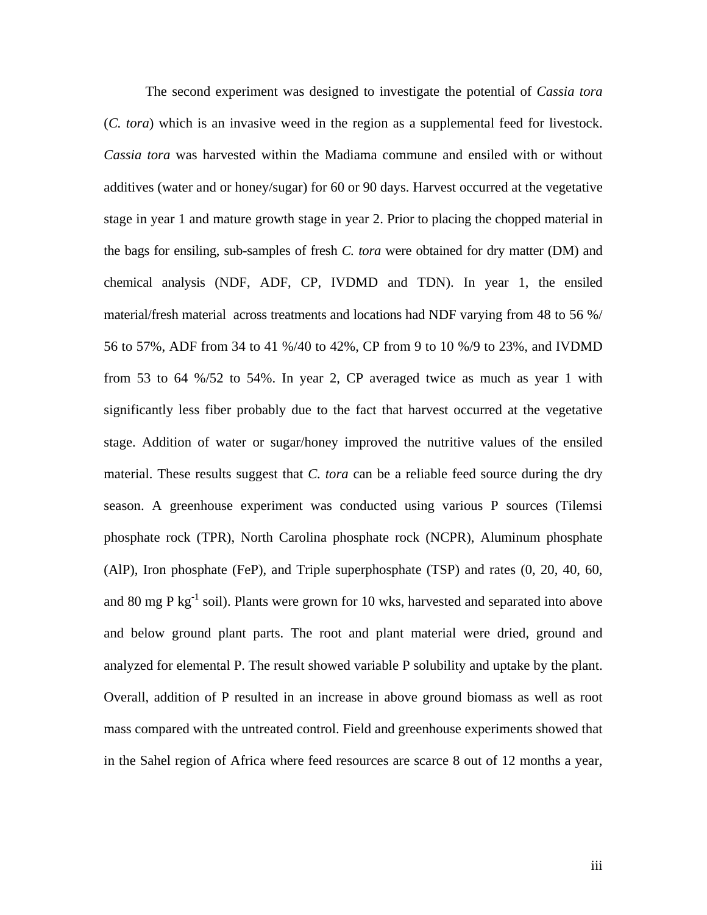The second experiment was designed to investigate the potential of *Cassia tora* (*C. tora*) which is an invasive weed in the region as a supplemental feed for livestock. *Cassia tora* was harvested within the Madiama commune and ensiled with or without additives (water and or honey/sugar) for 60 or 90 days. Harvest occurred at the vegetative stage in year 1 and mature growth stage in year 2. Prior to placing the chopped material in the bags for ensiling, sub-samples of fresh *C. tora* were obtained for dry matter (DM) and chemical analysis (NDF, ADF, CP, IVDMD and TDN). In year 1, the ensiled material/fresh material across treatments and locations had NDF varying from 48 to 56 %/ 56 to 57%, ADF from 34 to 41 %/40 to 42%, CP from 9 to 10 %/9 to 23%, and IVDMD from 53 to 64 %/52 to 54%. In year 2, CP averaged twice as much as year 1 with significantly less fiber probably due to the fact that harvest occurred at the vegetative stage. Addition of water or sugar/honey improved the nutritive values of the ensiled material. These results suggest that *C. tora* can be a reliable feed source during the dry season. A greenhouse experiment was conducted using various P sources (Tilemsi phosphate rock (TPR), North Carolina phosphate rock (NCPR), Aluminum phosphate (AlP), Iron phosphate (FeP), and Triple superphosphate (TSP) and rates (0, 20, 40, 60, and 80 mg P $kg^{-1}$ soil). Plants were grown for 10 wks, harvested and separated into above and below ground plant parts. The root and plant material were dried, ground and analyzed for elemental P. The result showed variable P solubility and uptake by the plant. Overall, addition of P resulted in an increase in above ground biomass as well as root mass compared with the untreated control. Field and greenhouse experiments showed that in the Sahel region of Africa where feed resources are scarce 8 out of 12 months a year,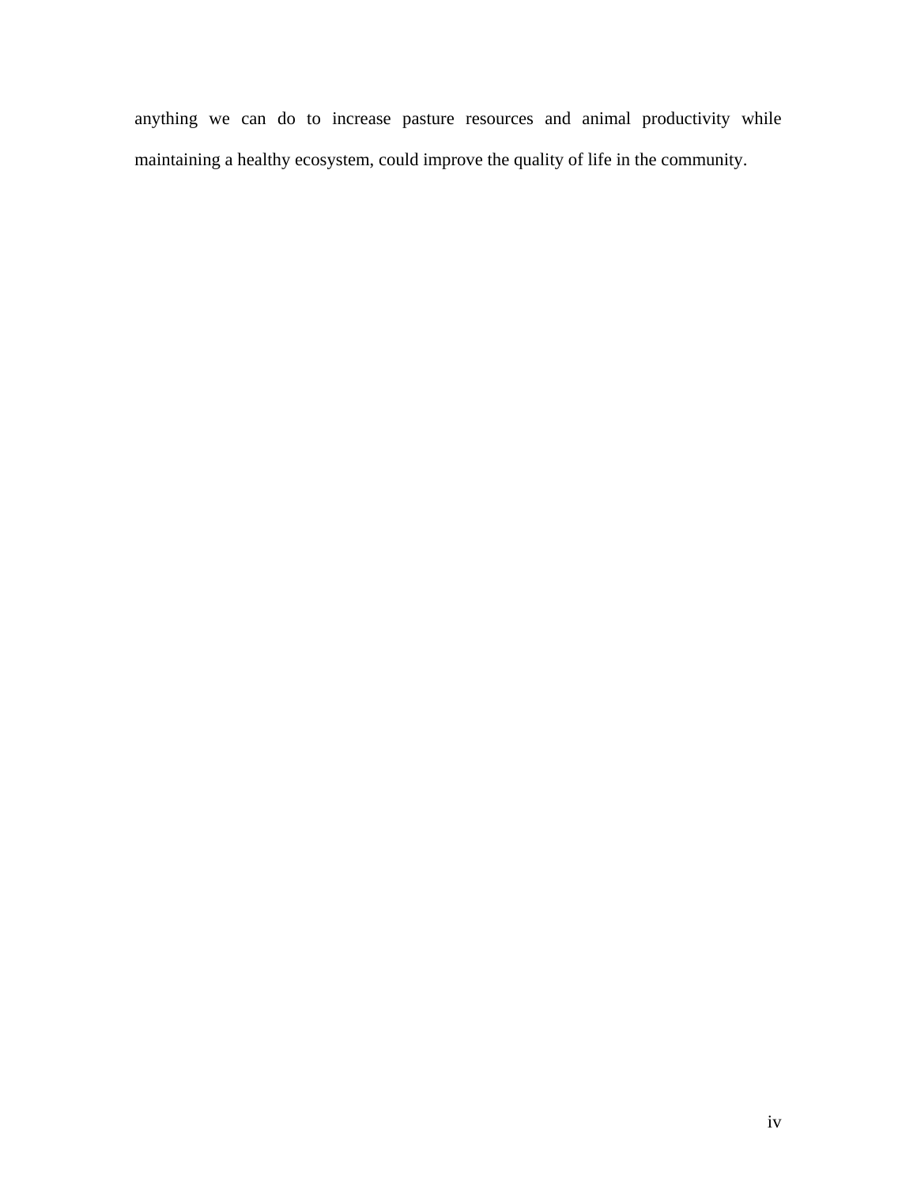anything we can do to increase pasture resources and animal productivity while maintaining a healthy ecosystem, could improve the quality of life in the community.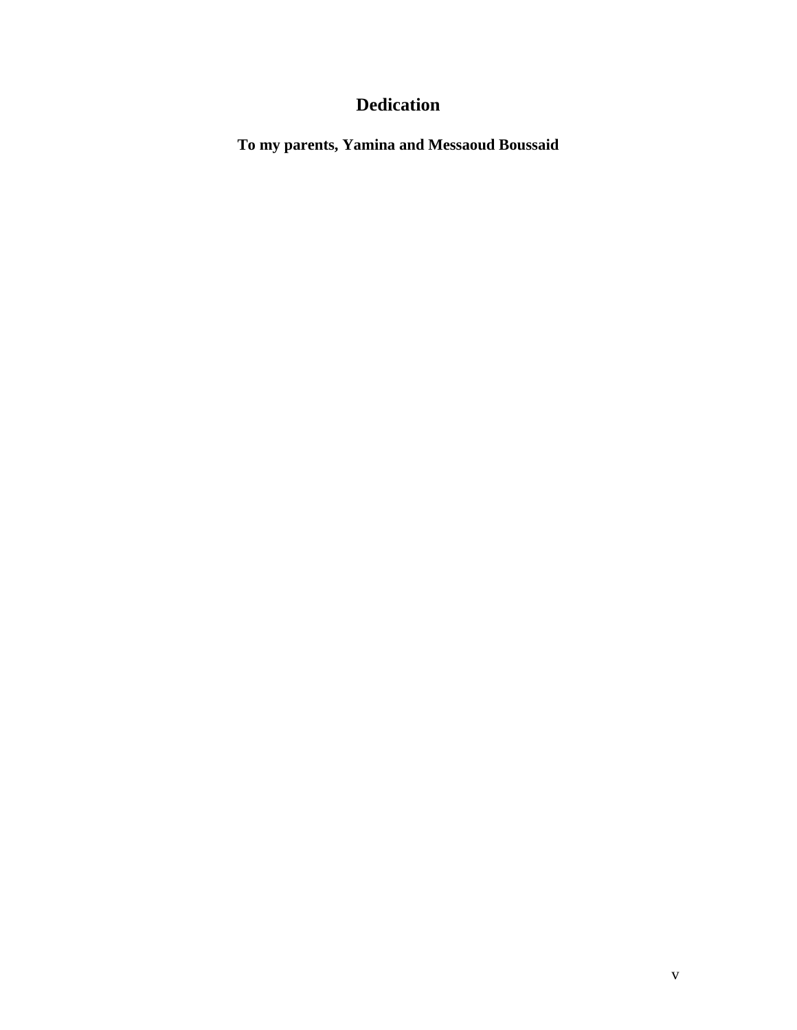# Dedication

**To my parents, Yamina and Messaoud Boussaid**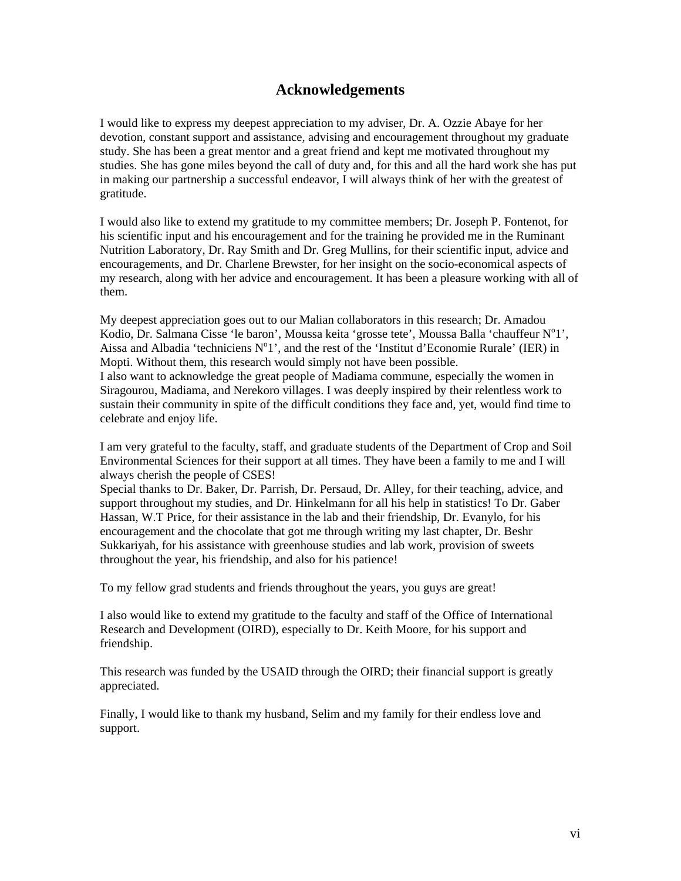# Acknowledgements

I would like to express my deepest appreciation to my adviser, Dr. A. Ozzie Abaye for her devotion, constant support and assistance, advising and encouragement throughout my graduate study. She has been a great mentor and a great friend and kept me motivated throughout my studies. She has gone miles beyond the call of duty and, for this and all the hard work she has put in making our partnership a successful endeavor, I will always think of her with the greatest of gratitude.

I would also like to extend my gratitude to my committee members; Dr. Joseph P. Fontenot, for his scientific input and his encouragement and for the training he provided me in the Ruminant Nutrition Laboratory, Dr. Ray Smith and Dr. Greg Mullins, for their scientific input, advice and encouragements, and Dr. Charlene Brewster, for her insight on the socio-economical aspects of my research, along with her advice and encouragement. It has been a pleasure working with all of them.

My deepest appreciation goes out to our Malian collaborators in this research; Dr. Amadou Kodio, Dr. Salmana Cisse 'le baron', Moussa keita 'grosse tete', Moussa Balla 'chauffeur N°1', Aissa and Albadia 'techniciens N°1', and the rest of the 'Institut d'Economie Rurale' (IER) in Mopti. Without them, this research would simply not have been possible.
I also want to acknowledge the great people of Madiama commune, especially the women in Siragourou, Madiama, and Nerekoro villages. I was deeply inspired by their relentless work to sustain their community in spite of the difficult conditions they face and, yet, would find time to celebrate and enjoy life.

I am very grateful to the faculty, staff, and graduate students of the Department of Crop and Soil Environmental Sciences for their support at all times. They have been a family to me and I will always cherish the people of CSES!
Special thanks to Dr. Baker, Dr. Parrish, Dr. Persaud, Dr. Alley, for their teaching, advice, and support throughout my studies, and Dr. Hinkelmann for all his help in statistics! To Dr. Gaber Hassan, W.T Price, for their assistance in the lab and their friendship, Dr. Evanylo, for his encouragement and the chocolate that got me through writing my last chapter, Dr. Beshr Sukkariyah, for his assistance with greenhouse studies and lab work, provision of sweets throughout the year, his friendship, and also for his patience!

To my fellow grad students and friends throughout the years, you guys are great!

I also would like to extend my gratitude to the faculty and staff of the Office of International Research and Development (OIRD), especially to Dr. Keith Moore, for his support and friendship.

This research was funded by the USAID through the OIRD; their financial support is greatly appreciated.

Finally, I would like to thank my husband, Selim and my family for their endless love and support.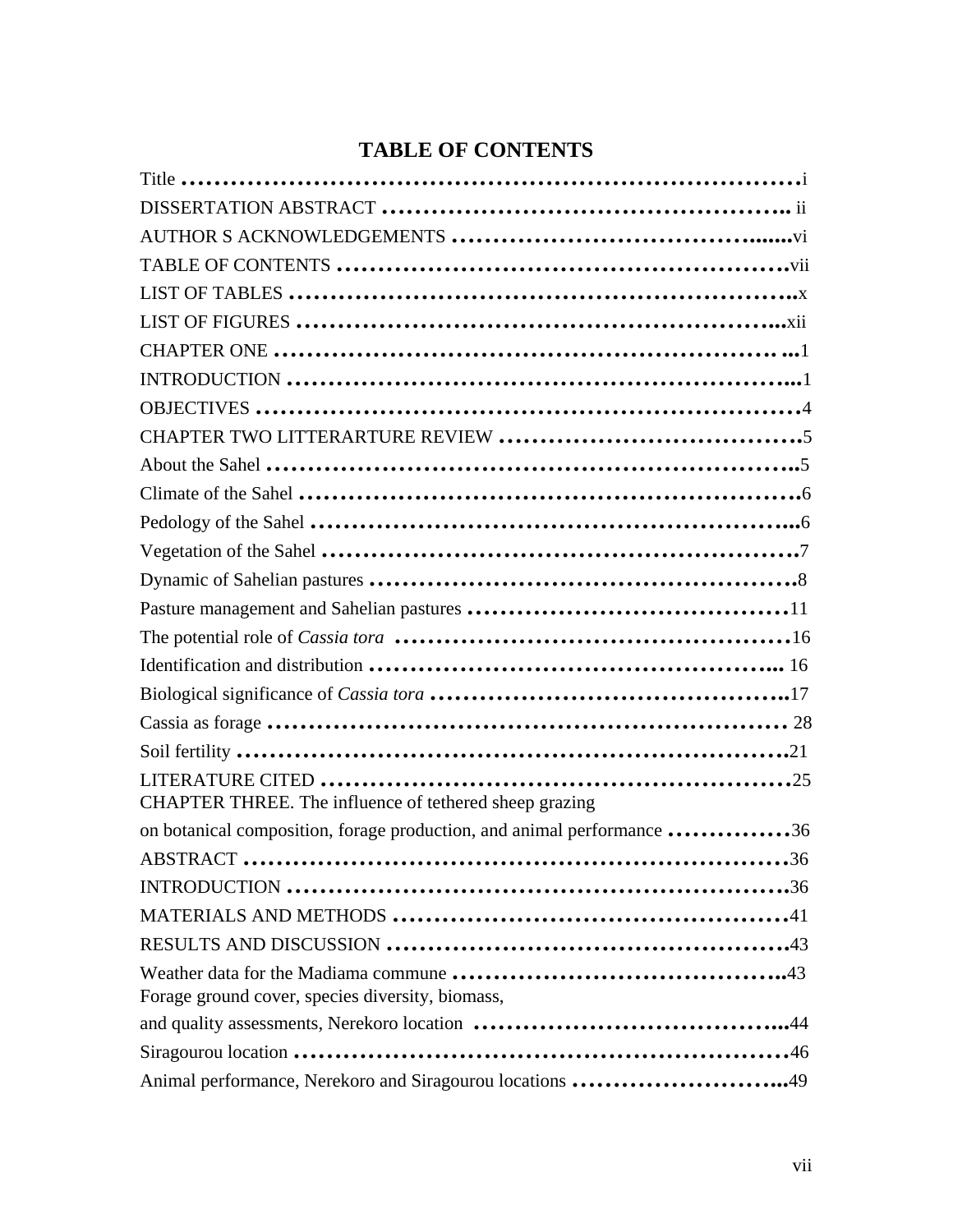# TABLE OF CONTENTS

Title ……………………………………………………………………i

DISSERTATION ABSTRACT ………………………………………….. ii

AUTHOR S ACKNOWLEDGEMENTS ………………………………......vi

TABLE OF CONTENTS ………………………………………………vii

LIST OF TABLES ……………………………………………………..x

LIST OF FIGURES …………………………………………………...xii

CHAPTER ONE ………………………………………………… ...1

INTRODUCTION ……………………………………………………...1

OBJECTIVES …………………………………………………………4

CHAPTER TWO LITTERARTURE REVIEW ……………………………5

About the Sahel ………………………………………………………..5

Climate of the Sahel ……………………………………………………6

Pedology of the Sahel …………………………………………………...6

Vegetation of the Sahel …………………………………………………7

Dynamic of Sahelian pastures ……………………………………………8

Pasture management and Sahelian pastures ………………………………11

The potential role of *Cassia tora* …………………………………………16

Identification and distribution ……………………………………….... 16

Biological significance of *Cassia tora* ……………………………………..17

Cassia as forage ……………………………………………………… 28

Soil fertility ……………………………………………………………21

LITERATURE CITED …………………………………………………25

CHAPTER THREE. The influence of tethered sheep grazing on botanical composition, forage production, and animal performance ……………36

ABSTRACT …………………………………………………………36

INTRODUCTION ……………………………………………………36

MATERIALS AND METHODS ………………………………………….41

RESULTS AND DISCUSSION …………………………………………43

Weather data for the Madiama commune …………………………………..43

Forage ground cover, species diversity, biomass, and quality assessments, Nerekoro location ………………………………...44

Siragourou location ……………………………………………………46

Animal performance, Nerekoro and Siragourou locations ……………………...49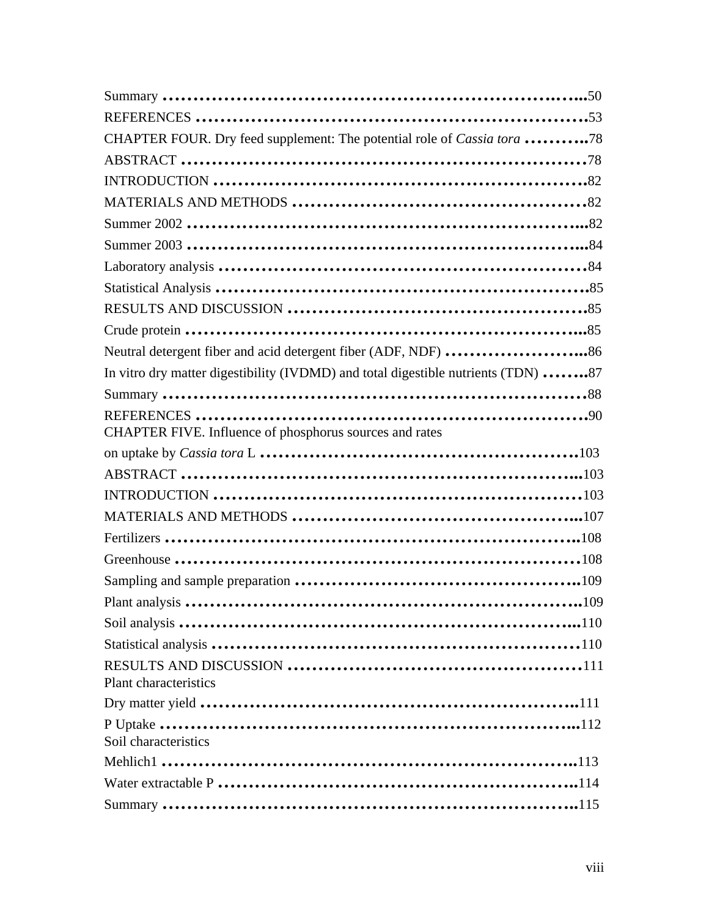Summary ...........................................................................50

REFERENCES ...................................................................53

CHAPTER FOUR. Dry feed supplement: The potential role of *Cassia tora* ...........78

ABSTRACT .......................................................................78

INTRODUCTION ...............................................................82

MATERIALS AND METHODS ..................................................82

Summer 2002 ....................................................................82

Summer 2003 ....................................................................84

Laboratory analysis ............................................................84

Statistical Analysis ............................................................85

RESULTS AND DISCUSSION ...................................................85

Crude protein ...................................................................85

Neutral detergent fiber and acid detergent fiber (ADF, NDF) ..........................86

In vitro dry matter digestibility (IVDMD) and total digestible nutrients (TDN) ........87

Summary .........................................................................88

REFERENCES ...................................................................90

CHAPTER FIVE. Influence of phosphorus sources and rates on uptake by *Cassia tora* L ........................................................103

ABSTRACT .......................................................................103

INTRODUCTION ...............................................................103

MATERIALS AND METHODS ..................................................107

Fertilizers .......................................................................108

Greenhouse .....................................................................108

Sampling and sample preparation ..........................................109

Plant analysis ...................................................................109

Soil analysis .....................................................................110

Statistical analysis ............................................................110

RESULTS AND DISCUSSION ...................................................111

Plant characteristics

Dry matter yield ...............................................................111

P Uptake .........................................................................112

Soil characteristics

Mehlich1 .........................................................................113

Water extractable P ...........................................................114

Summary .........................................................................115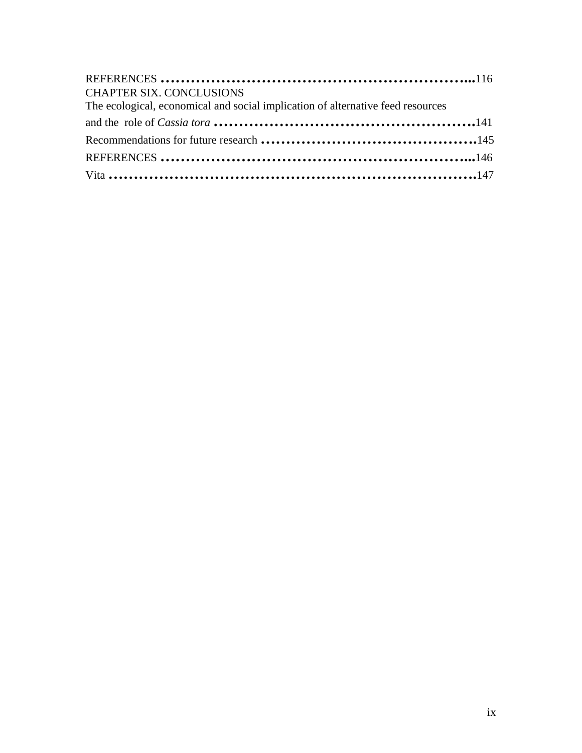REFERENCES ....................................................................116

CHAPTER SIX. CONCLUSIONS

The ecological, economical and social implication of alternative feed resources and the role of *Cassia tora* ....................................................141

Recommendations for future research ..........................................145

REFERENCES ....................................................................146

Vita ....................................................................................147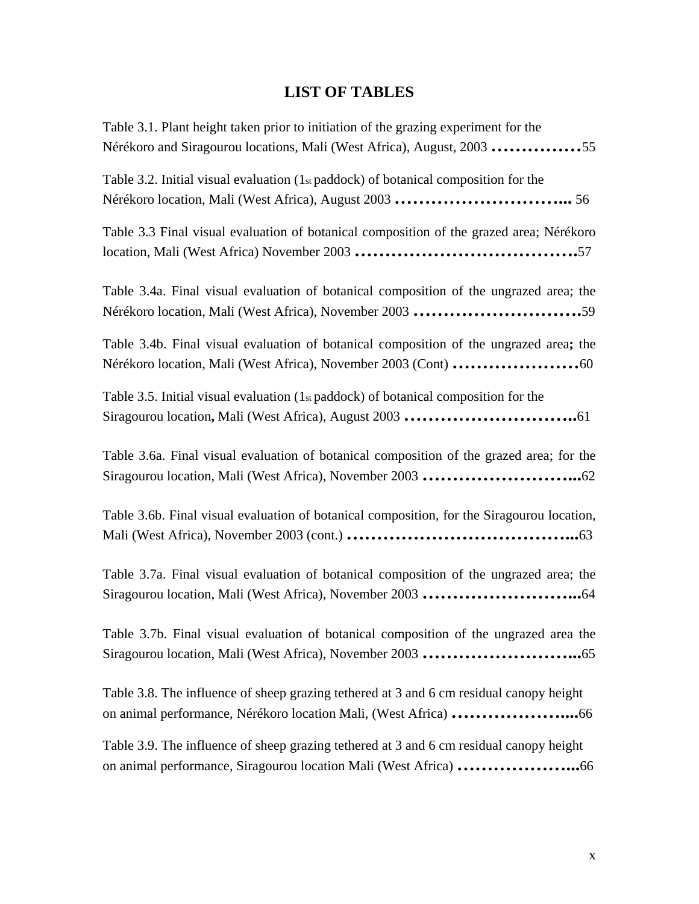# LIST OF TABLES

Table 3.1. Plant height taken prior to initiation of the grazing experiment for the Nérékoro and Siragourou locations, Mali (West Africa), August, 2003 ……………55

Table 3.2. Initial visual evaluation (1st paddock) of botanical composition for the Nérékoro location, Mali (West Africa), August 2003 ………………………... 56

Table 3.3 Final visual evaluation of botanical composition of the grazed area; Nérékoro location, Mali (West Africa) November 2003 ……………………………….57

Table 3.4a. Final visual evaluation of botanical composition of the ungrazed area; the Nérékoro location, Mali (West Africa), November 2003 ……………………….59

Table 3.4b. Final visual evaluation of botanical composition of the ungrazed area; the Nérékoro location, Mali (West Africa), November 2003 (Cont) …………………60

Table 3.5. Initial visual evaluation (1st paddock) of botanical composition for the Siragourou location, Mali (West Africa), August 2003 ………………………..61

Table 3.6a. Final visual evaluation of botanical composition of the grazed area; for the Siragourou location, Mali (West Africa), November 2003 ……………………...62

Table 3.6b. Final visual evaluation of botanical composition, for the Siragourou location, Mali (West Africa), November 2003 (cont.) ………………………………...63

Table 3.7a. Final visual evaluation of botanical composition of the ungrazed area; the Siragourou location, Mali (West Africa), November 2003 ……………………...64

Table 3.7b. Final visual evaluation of botanical composition of the ungrazed area the Siragourou location, Mali (West Africa), November 2003 ……………………...65

Table 3.8. The influence of sheep grazing tethered at 3 and 6 cm residual canopy height on animal performance, Nérékoro location Mali, (West Africa) ………………....66

Table 3.9. The influence of sheep grazing tethered at 3 and 6 cm residual canopy height on animal performance, Siragourou location Mali (West Africa) ………………...66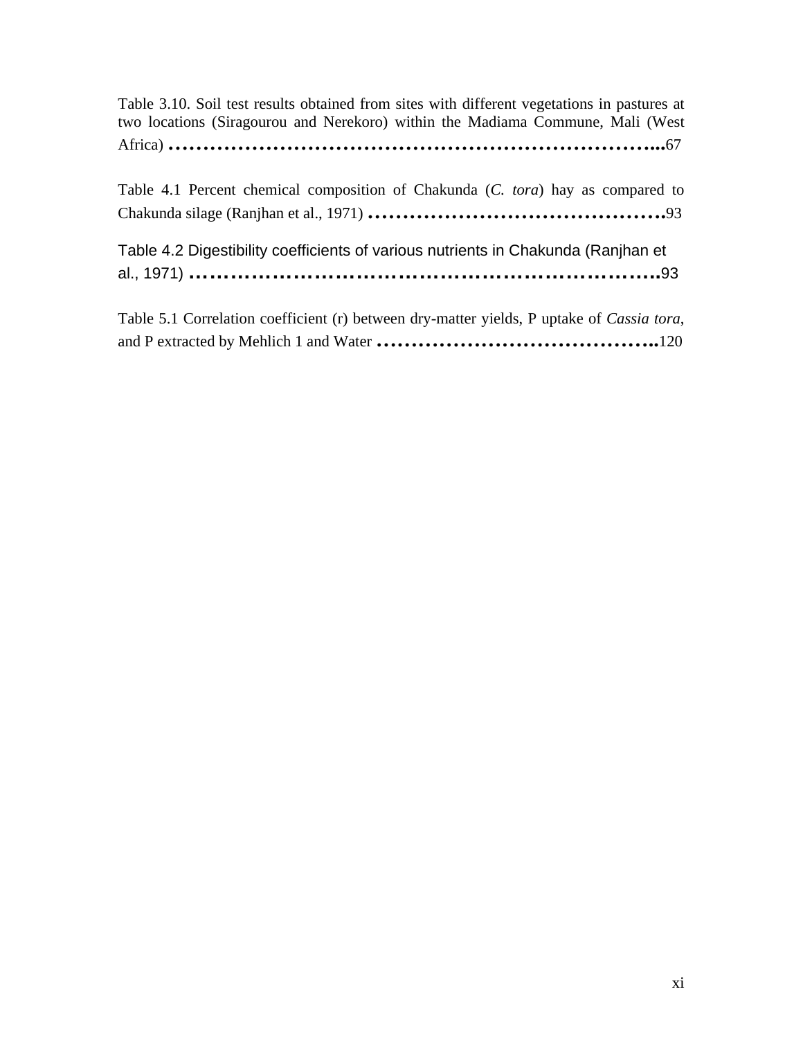Table 3.10. Soil test results obtained from sites with different vegetations in pastures at two locations (Siragourou and Nerekoro) within the Madiama Commune, Mali (West Africa) ……………………………………………………………………...67

Table 4.1 Percent chemical composition of Chakunda (*C. tora*) hay as compared to Chakunda silage (Ranjhan et al., 1971) ……………………………………….93

Table 4.2 Digestibility coefficients of various nutrients in Chakunda (Ranjhan et al., 1971) ……………………………………………………………….93

Table 5.1 Correlation coefficient (r) between dry-matter yields, P uptake of *Cassia tora*, and P extracted by Mehlich 1 and Water …………………………………..120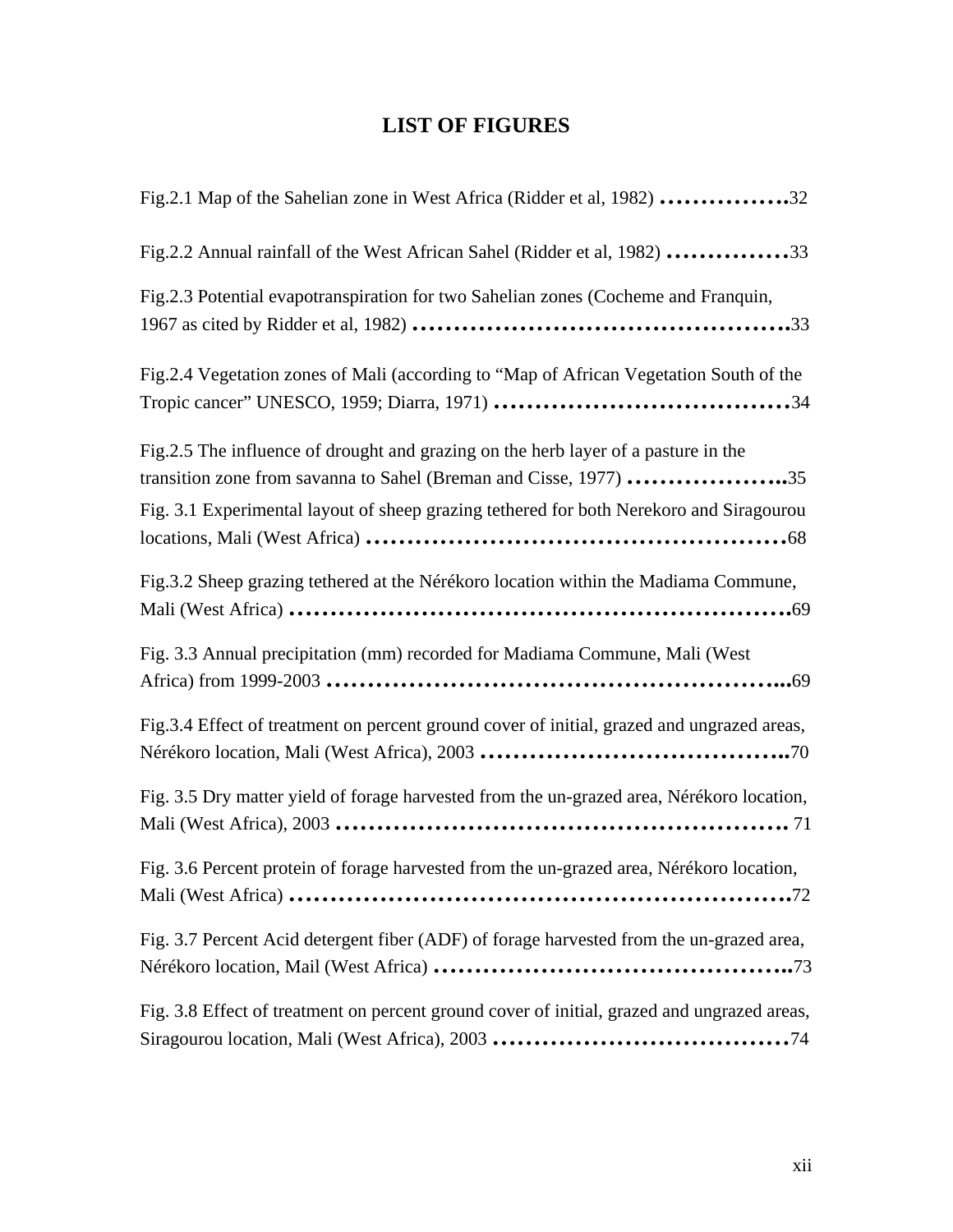# LIST OF FIGURES

Fig.2.1 Map of the Sahelian zone in West Africa (Ridder et al, 1982) ................32

Fig.2.2 Annual rainfall of the West African Sahel (Ridder et al, 1982) ...............33

Fig.2.3 Potential evapotranspiration for two Sahelian zones (Cocheme and Franquin, 1967 as cited by Ridder et al, 1982) .............................................33

Fig.2.4 Vegetation zones of Mali (according to “Map of African Vegetation South of the Tropic cancer” UNESCO, 1959; Diarra, 1971) ....................................34

Fig.2.5 The influence of drought and grazing on the herb layer of a pasture in the transition zone from savanna to Sahel (Breman and Cisse, 1977) ....................35

Fig. 3.1 Experimental layout of sheep grazing tethered for both Nerekoro and Siragourou locations, Mali (West Africa) ...................................................68

Fig.3.2 Sheep grazing tethered at the Nérékoro location within the Madiama Commune, Mali (West Africa) ............................................................69

Fig. 3.3 Annual precipitation (mm) recorded for Madiama Commune, Mali (West Africa) from 1999-2003 .......................................................69

Fig.3.4 Effect of treatment on percent ground cover of initial, grazed and ungrazed areas, Nérékoro location, Mali (West Africa), 2003 .....................................70

Fig. 3.5 Dry matter yield of forage harvested from the un-grazed area, Nérékoro location, Mali (West Africa), 2003 ...................................................... 71

Fig. 3.6 Percent protein of forage harvested from the un-grazed area, Nérékoro location, Mali (West Africa) ............................................................72

Fig. 3.7 Percent Acid detergent fiber (ADF) of forage harvested from the un-grazed area, Nérékoro location, Mail (West Africa) ..........................................73

Fig. 3.8 Effect of treatment on percent ground cover of initial, grazed and ungrazed areas, Siragourou location, Mali (West Africa), 2003 ....................................74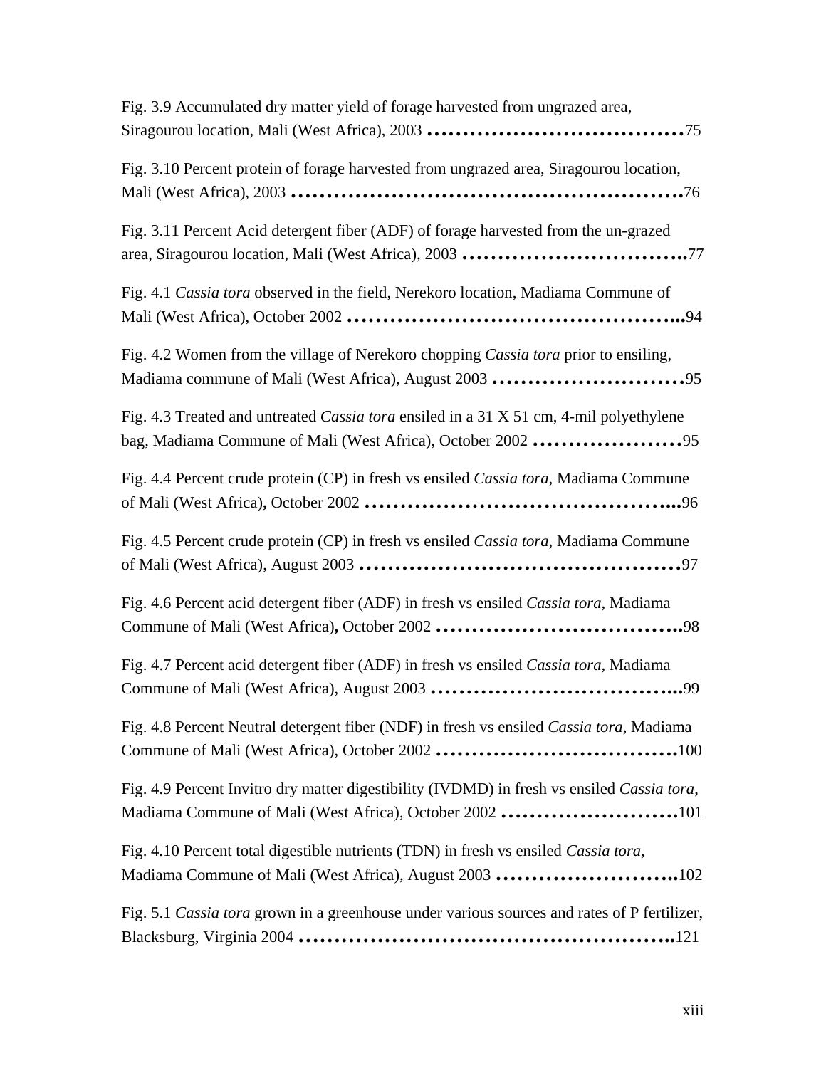Fig. 3.9 Accumulated dry matter yield of forage harvested from ungrazed area, Siragourou location, Mali (West Africa), 2003 **…………………………………**75

Fig. 3.10 Percent protein of forage harvested from ungrazed area, Siragourou location, Mali (West Africa), 2003 **……………………………………………….**76

Fig. 3.11 Percent Acid detergent fiber (ADF) of forage harvested from the un-grazed area, Siragourou location, Mali (West Africa), 2003 **……………………………..**77

Fig. 4.1 *Cassia tora* observed in the field, Nerekoro location, Madiama Commune of Mali (West Africa), October 2002 **…………………………………………...**94

Fig. 4.2 Women from the village of Nerekoro chopping *Cassia tora* prior to ensiling, Madiama commune of Mali (West Africa), August 2003 **…………………………**95

Fig. 4.3 Treated and untreated *Cassia tora* ensiled in a 31 X 51 cm, 4-mil polyethylene bag, Madiama Commune of Mali (West Africa), October 2002 **…………………**95

Fig. 4.4 Percent crude protein (CP) in fresh vs ensiled *Cassia tora*, Madiama Commune of Mali (West Africa)**,** October 2002 **……………………………………...**96

Fig. 4.5 Percent crude protein (CP) in fresh vs ensiled *Cassia tora*, Madiama Commune of Mali (West Africa), August 2003 **………………………………………**97

Fig. 4.6 Percent acid detergent fiber (ADF) in fresh vs ensiled *Cassia tora*, Madiama Commune of Mali (West Africa)**,** October 2002 **………………………………..**98

Fig. 4.7 Percent acid detergent fiber (ADF) in fresh vs ensiled *Cassia tora*, Madiama Commune of Mali (West Africa), August 2003 **………………………………...**99

Fig. 4.8 Percent Neutral detergent fiber (NDF) in fresh vs ensiled *Cassia tora*, Madiama Commune of Mali (West Africa), October 2002 **……………………………….**100

Fig. 4.9 Percent Invitro dry matter digestibility (IVDMD) in fresh vs ensiled *Cassia tora*, Madiama Commune of Mali (West Africa), October 2002 **……………………..**101

Fig. 4.10 Percent total digestible nutrients (TDN) in fresh vs ensiled *Cassia tora*, Madiama Commune of Mali (West Africa), August 2003 **………………………..**102

Fig. 5.1 *Cassia tora* grown in a greenhouse under various sources and rates of P fertilizer, Blacksburg, Virginia 2004 **……………………………………………..**121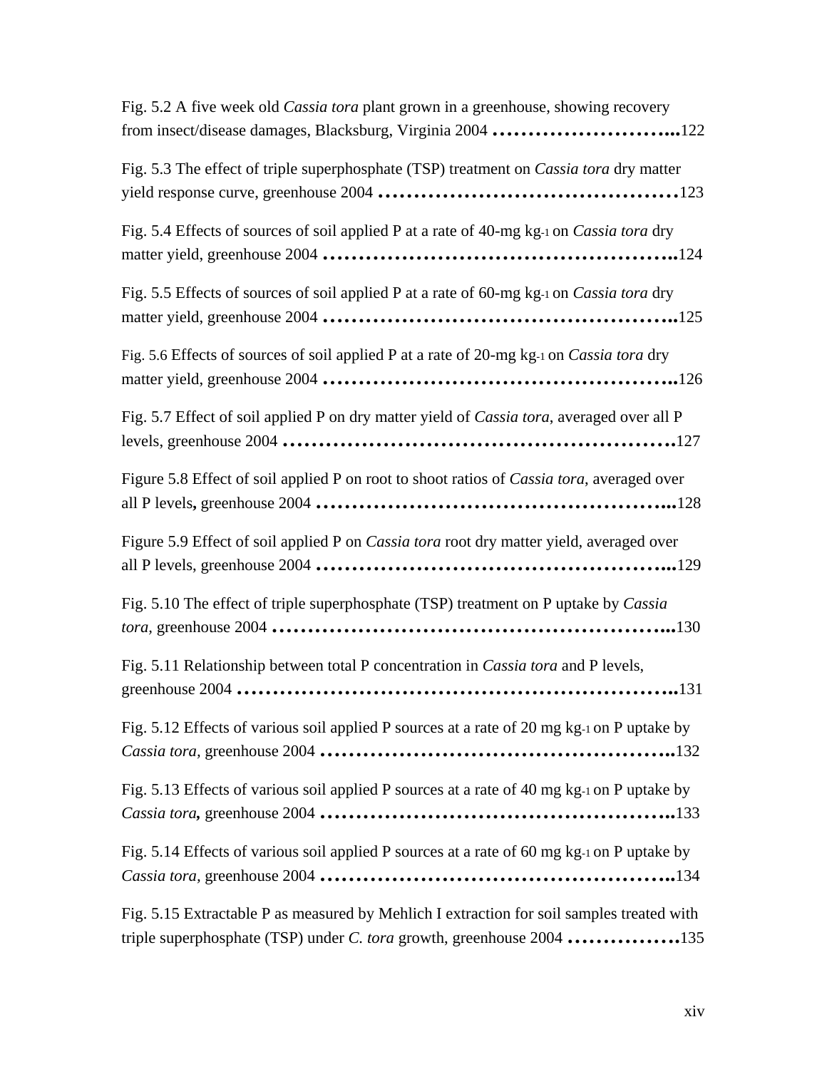Fig. 5.2 A five week old *Cassia tora* plant grown in a greenhouse, showing recovery from insect/disease damages, Blacksburg, Virginia 2004 ………………………...122

Fig. 5.3 The effect of triple superphosphate (TSP) treatment on *Cassia tora* dry matter yield response curve, greenhouse 2004 ……………………………………123

Fig. 5.4 Effects of sources of soil applied P at a rate of 40-mg $kg^{-1}$ on *Cassia tora* dry matter yield, greenhouse 2004 ……………………………………………..124

Fig. 5.5 Effects of sources of soil applied P at a rate of 60-mg $kg^{-1}$ on *Cassia tora* dry matter yield, greenhouse 2004 ……………………………………………..125

Fig. 5.6 Effects of sources of soil applied P at a rate of 20-mg $kg^{-1}$ on *Cassia tora* dry matter yield, greenhouse 2004 ……………………………………………..126

Fig. 5.7 Effect of soil applied P on dry matter yield of *Cassia tora*, averaged over all P levels, greenhouse 2004 ……………………………………………….127

Figure 5.8 Effect of soil applied P on root to shoot ratios of *Cassia tora*, averaged over all P levels, greenhouse 2004 ……………………………………………...128

Figure 5.9 Effect of soil applied P on *Cassia tora* root dry matter yield, averaged over all P levels, greenhouse 2004 ……………………………………………...129

Fig. 5.10 The effect of triple superphosphate (TSP) treatment on P uptake by *Cassia tora*, greenhouse 2004 ………………………………………………...130

Fig. 5.11 Relationship between total P concentration in *Cassia tora* and P levels, greenhouse 2004 ……………………………………………………..131

Fig. 5.12 Effects of various soil applied P sources at a rate of 20 mg $kg^{-1}$ on P uptake by *Cassia tora*, greenhouse 2004 ……………………………………………..132

Fig. 5.13 Effects of various soil applied P sources at a rate of 40 mg $kg^{-1}$ on P uptake by *Cassia tora*, greenhouse 2004 ……………………………………………..133

Fig. 5.14 Effects of various soil applied P sources at a rate of 60 mg $kg^{-1}$ on P uptake by *Cassia tora*, greenhouse 2004 ……………………………………………..134

Fig. 5.15 Extractable P as measured by Mehlich I extraction for soil samples treated with triple superphosphate (TSP) under *C. tora* growth, greenhouse 2004 …………….135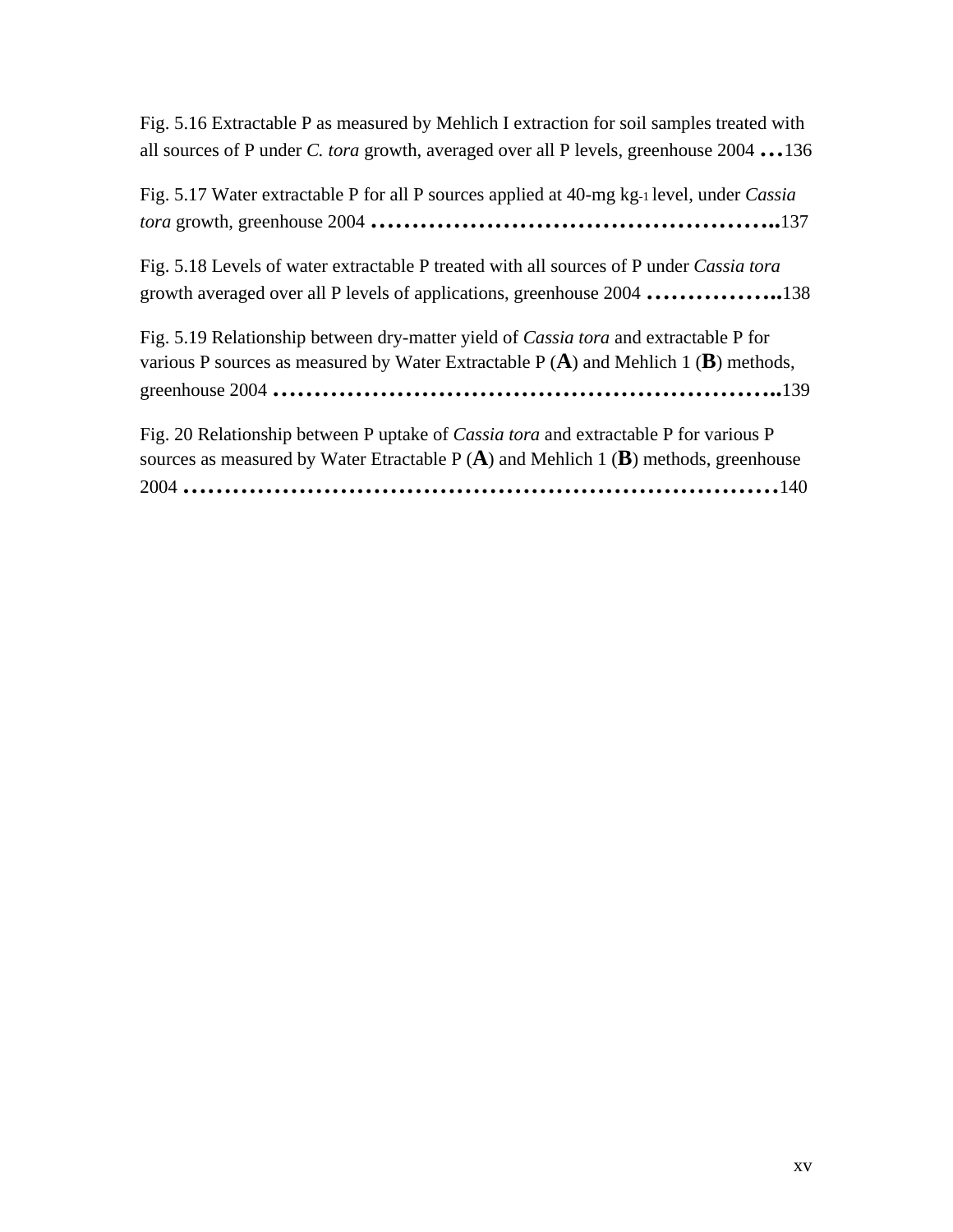Fig. 5.16 Extractable P as measured by Mehlich I extraction for soil samples treated with all sources of P under *C. tora* growth, averaged over all P levels, greenhouse 2004 …136

Fig. 5.17 Water extractable P for all P sources applied at 40-mg $kg^{-1}$ level, under *Cassia tora* growth, greenhouse 2004 ……………………………………………..137

Fig. 5.18 Levels of water extractable P treated with all sources of P under *Cassia tora* growth averaged over all P levels of applications, greenhouse 2004 ……………..138

Fig. 5.19 Relationship between dry-matter yield of *Cassia tora* and extractable P for various P sources as measured by Water Extractable P (**A**) and Mehlich 1 (**B**) methods, greenhouse 2004 ………………………………………………………..139

Fig. 20 Relationship between P uptake of *Cassia tora* and extractable P for various P sources as measured by Water Etractable P (**A**) and Mehlich 1 (**B**) methods, greenhouse 2004 …………………………………………………………………140